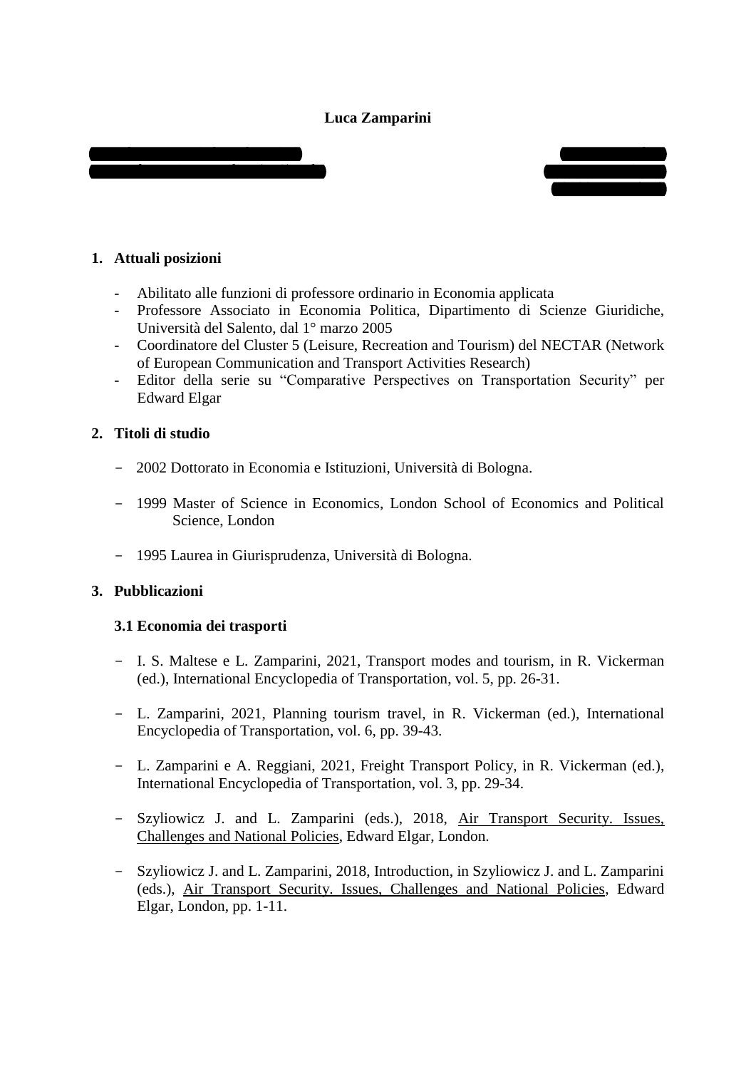**Luca Zamparini**

## 1. Attuali posizioni

- Abilitato alle funzioni di professore ordinario in Economia applicata
- Professore Associato in Economia Politica, Dipartimento di Scienze Giuridiche, Università del Salento, dal 1° marzo 2005
- Coordinatore del Cluster 5 (Leisure, Recreation and Tourism) del NECTAR (Network of European Communication and Transport Activities Research)
- Editor della serie su "Comparative Perspectives on Transportation Security" per Edward Elgar

## 2. Titoli di studio

- 2002 Dottorato in Economia e Istituzioni, Università di Bologna.
- 1999 Master of Science in Economics, London School of Economics and Political Science, London
- 1995 Laurea in Giurisprudenza, Università di Bologna.

## 3. Pubblicazioni

### 3.1 Economia dei trasporti

- I. S. Maltese e L. Zamparini, 2021, Transport modes and tourism, in R. Vickerman (ed.), International Encyclopedia of Transportation, vol. 5, pp. 26-31.
- L. Zamparini, 2021, Planning tourism travel, in R. Vickerman (ed.), International Encyclopedia of Transportation, vol. 6, pp. 39-43.
- L. Zamparini e A. Reggiani, 2021, Freight Transport Policy, in R. Vickerman (ed.), International Encyclopedia of Transportation, vol. 3, pp. 29-34.
- Szyliowicz J. and L. Zamparini (eds.), 2018, <u>Air Transport Security. Issues, Challenges and National Policies</u>, Edward Elgar, London.
- Szyliowicz J. and L. Zamparini, 2018, Introduction, in Szyliowicz J. and L. Zamparini (eds.), <u>Air Transport Security. Issues, Challenges and National Policies</u>, Edward Elgar, London, pp. 1-11.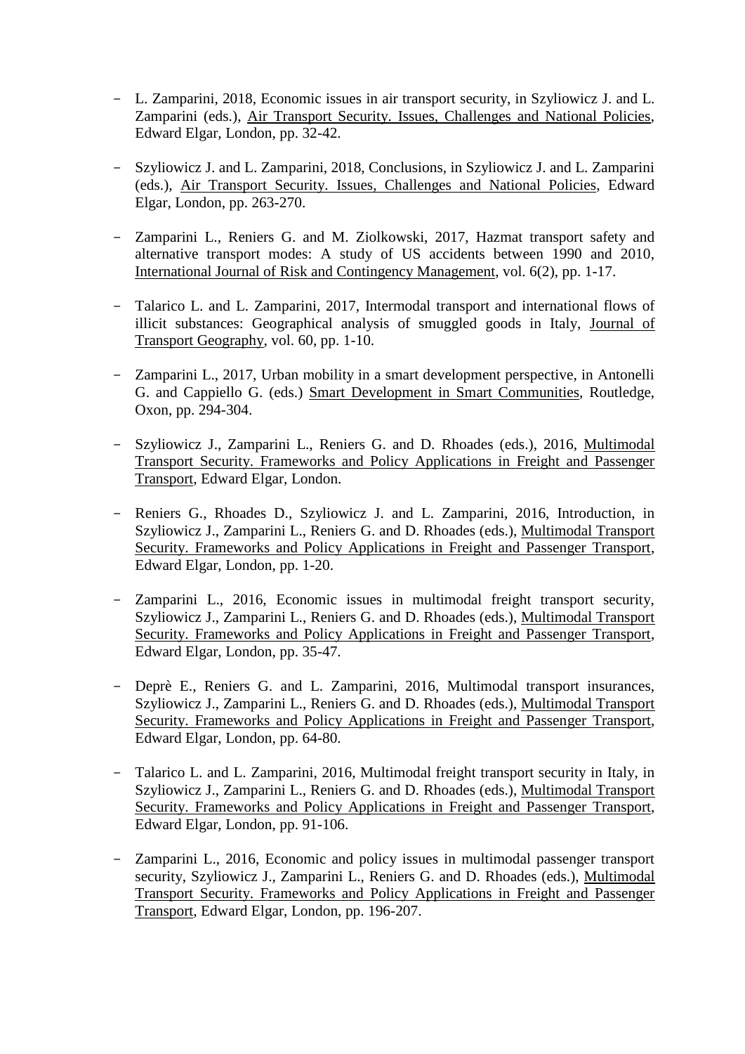- L. Zamparini, 2018, Economic issues in air transport security, in Szyliowicz J. and L. Zamparini (eds.), <u>Air Transport Security. Issues, Challenges and National Policies</u>, Edward Elgar, London, pp. 32-42.

- Szyliowicz J. and L. Zamparini, 2018, Conclusions, in Szyliowicz J. and L. Zamparini (eds.), <u>Air Transport Security. Issues, Challenges and National Policies</u>, Edward Elgar, London, pp. 263-270.

- Zamparini L., Reniers G. and M. Ziolkowski, 2017, Hazmat transport safety and alternative transport modes: A study of US accidents between 1990 and 2010, <u>International Journal of Risk and Contingency Management</u>, vol. 6(2), pp. 1-17.

- Talarico L. and L. Zamparini, 2017, Intermodal transport and international flows of illicit substances: Geographical analysis of smuggled goods in Italy, <u>Journal of Transport Geography</u>, vol. 60, pp. 1-10.

- Zamparini L., 2017, Urban mobility in a smart development perspective, in Antonelli G. and Cappiello G. (eds.) <u>Smart Development in Smart Communities</u>, Routledge, Oxon, pp. 294-304.

- Szyliowicz J., Zamparini L., Reniers G. and D. Rhoades (eds.), 2016, <u>Multimodal Transport Security. Frameworks and Policy Applications in Freight and Passenger Transport</u>, Edward Elgar, London.

- Reniers G., Rhoades D., Szyliowicz J. and L. Zamparini, 2016, Introduction, in Szyliowicz J., Zamparini L., Reniers G. and D. Rhoades (eds.), <u>Multimodal Transport Security. Frameworks and Policy Applications in Freight and Passenger Transport</u>, Edward Elgar, London, pp. 1-20.

- Zamparini L., 2016, Economic issues in multimodal freight transport security, Szyliowicz J., Zamparini L., Reniers G. and D. Rhoades (eds.), <u>Multimodal Transport Security. Frameworks and Policy Applications in Freight and Passenger Transport</u>, Edward Elgar, London, pp. 35-47.

- Deprè E., Reniers G. and L. Zamparini, 2016, Multimodal transport insurances, Szyliowicz J., Zamparini L., Reniers G. and D. Rhoades (eds.), <u>Multimodal Transport Security. Frameworks and Policy Applications in Freight and Passenger Transport</u>, Edward Elgar, London, pp. 64-80.

- Talarico L. and L. Zamparini, 2016, Multimodal freight transport security in Italy, in Szyliowicz J., Zamparini L., Reniers G. and D. Rhoades (eds.), <u>Multimodal Transport Security. Frameworks and Policy Applications in Freight and Passenger Transport</u>, Edward Elgar, London, pp. 91-106.

- Zamparini L., 2016, Economic and policy issues in multimodal passenger transport security, Szyliowicz J., Zamparini L., Reniers G. and D. Rhoades (eds.), <u>Multimodal Transport Security. Frameworks and Policy Applications in Freight and Passenger Transport</u>, Edward Elgar, London, pp. 196-207.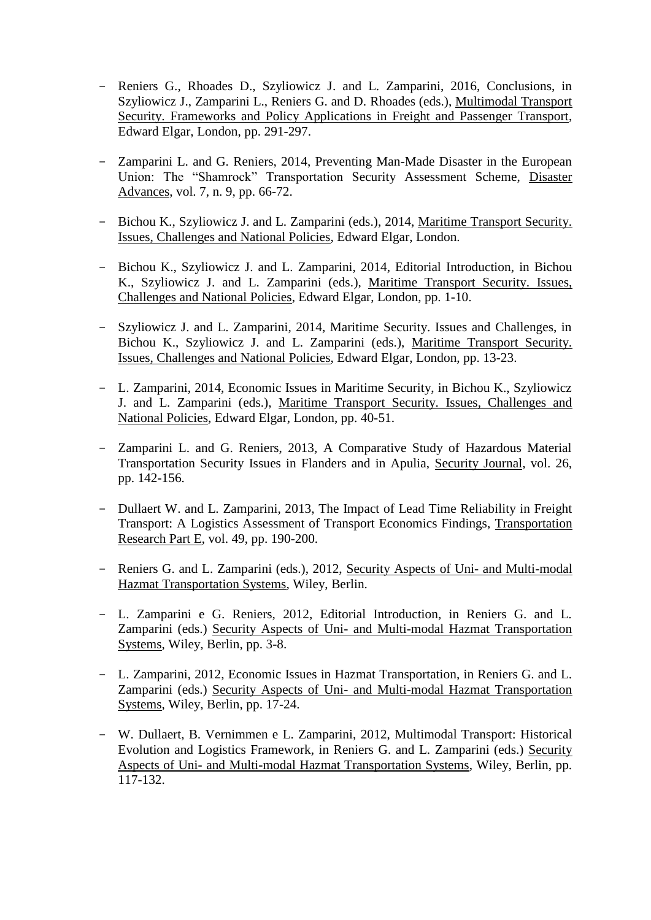- Reniers G., Rhoades D., Szyliowicz J. and L. Zamparini, 2016, Conclusions, in Szyliowicz J., Zamparini L., Reniers G. and D. Rhoades (eds.), Multimodal Transport Security. Frameworks and Policy Applications in Freight and Passenger Transport, Edward Elgar, London, pp. 291-297.

- Zamparini L. and G. Reniers, 2014, Preventing Man-Made Disaster in the European Union: The "Shamrock" Transportation Security Assessment Scheme, Disaster Advances, vol. 7, n. 9, pp. 66-72.

- Bichou K., Szyliowicz J. and L. Zamparini (eds.), 2014, Maritime Transport Security. Issues, Challenges and National Policies, Edward Elgar, London.

- Bichou K., Szyliowicz J. and L. Zamparini, 2014, Editorial Introduction, in Bichou K., Szyliowicz J. and L. Zamparini (eds.), Maritime Transport Security. Issues, Challenges and National Policies, Edward Elgar, London, pp. 1-10.

- Szyliowicz J. and L. Zamparini, 2014, Maritime Security. Issues and Challenges, in Bichou K., Szyliowicz J. and L. Zamparini (eds.), Maritime Transport Security. Issues, Challenges and National Policies, Edward Elgar, London, pp. 13-23.

- L. Zamparini, 2014, Economic Issues in Maritime Security, in Bichou K., Szyliowicz J. and L. Zamparini (eds.), Maritime Transport Security. Issues, Challenges and National Policies, Edward Elgar, London, pp. 40-51.

- Zamparini L. and G. Reniers, 2013, A Comparative Study of Hazardous Material Transportation Security Issues in Flanders and in Apulia, Security Journal, vol. 26, pp. 142-156.

- Dullaert W. and L. Zamparini, 2013, The Impact of Lead Time Reliability in Freight Transport: A Logistics Assessment of Transport Economics Findings, Transportation Research Part E, vol. 49, pp. 190-200.

- Reniers G. and L. Zamparini (eds.), 2012, Security Aspects of Uni- and Multi-modal Hazmat Transportation Systems, Wiley, Berlin.

- L. Zamparini e G. Reniers, 2012, Editorial Introduction, in Reniers G. and L. Zamparini (eds.) Security Aspects of Uni- and Multi-modal Hazmat Transportation Systems, Wiley, Berlin, pp. 3-8.

- L. Zamparini, 2012, Economic Issues in Hazmat Transportation, in Reniers G. and L. Zamparini (eds.) Security Aspects of Uni- and Multi-modal Hazmat Transportation Systems, Wiley, Berlin, pp. 17-24.

- W. Dullaert, B. Vernimmen e L. Zamparini, 2012, Multimodal Transport: Historical Evolution and Logistics Framework, in Reniers G. and L. Zamparini (eds.) Security Aspects of Uni- and Multi-modal Hazmat Transportation Systems, Wiley, Berlin, pp. 117-132.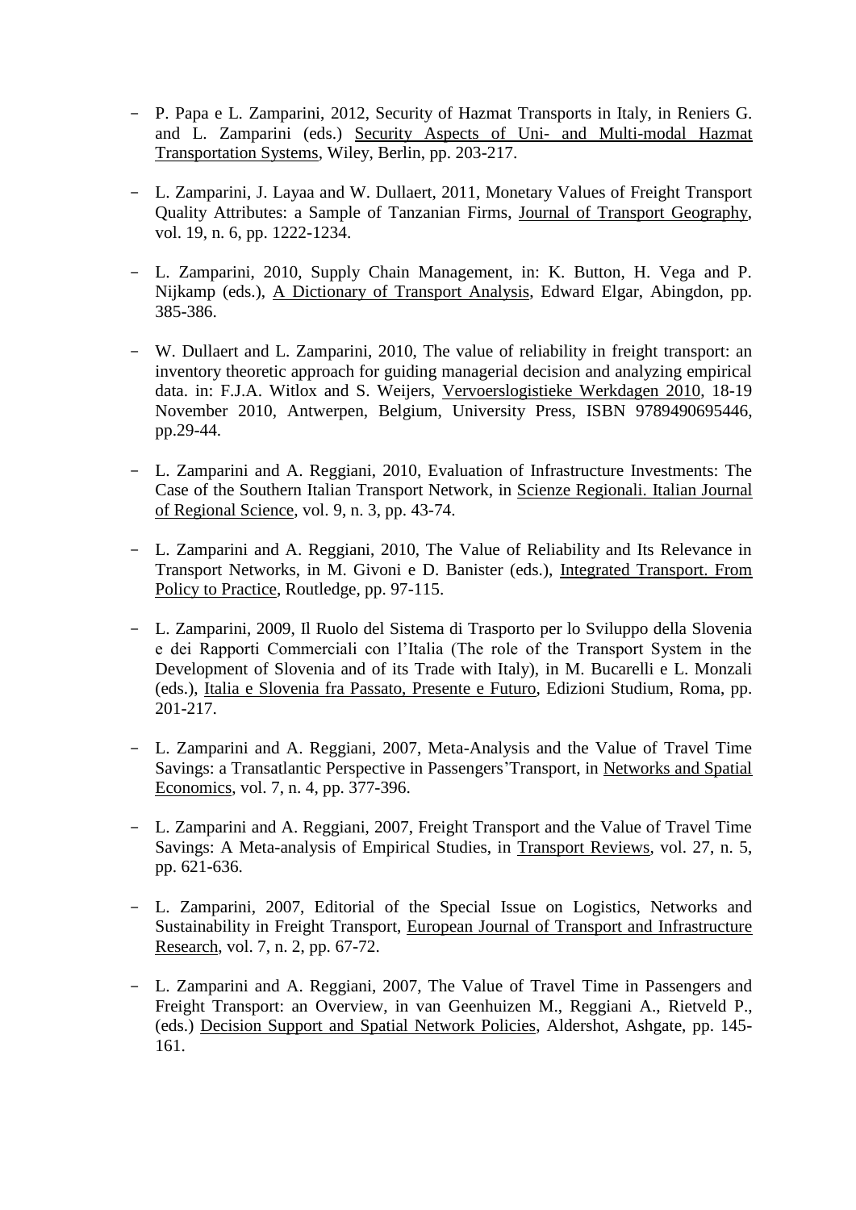- P. Papa e L. Zamparini, 2012, Security of Hazmat Transports in Italy, in Reniers G. and L. Zamparini (eds.) Security Aspects of Uni- and Multi-modal Hazmat Transportation Systems, Wiley, Berlin, pp. 203-217.

- L. Zamparini, J. Layaa and W. Dullaert, 2011, Monetary Values of Freight Transport Quality Attributes: a Sample of Tanzanian Firms, Journal of Transport Geography, vol. 19, n. 6, pp. 1222-1234.

- L. Zamparini, 2010, Supply Chain Management, in: K. Button, H. Vega and P. Nijkamp (eds.), A Dictionary of Transport Analysis, Edward Elgar, Abingdon, pp. 385-386.

- W. Dullaert and L. Zamparini, 2010, The value of reliability in freight transport: an inventory theoretic approach for guiding managerial decision and analyzing empirical data. in: F.J.A. Witlox and S. Weijers, Vervoerslogistieke Werkdagen 2010, 18-19 November 2010, Antwerpen, Belgium, University Press, ISBN 9789490695446, pp.29-44.

- L. Zamparini and A. Reggiani, 2010, Evaluation of Infrastructure Investments: The Case of the Southern Italian Transport Network, in Scienze Regionali. Italian Journal of Regional Science, vol. 9, n. 3, pp. 43-74.

- L. Zamparini and A. Reggiani, 2010, The Value of Reliability and Its Relevance in Transport Networks, in M. Givoni e D. Banister (eds.), Integrated Transport. From Policy to Practice, Routledge, pp. 97-115.

- L. Zamparini, 2009, Il Ruolo del Sistema di Trasporto per lo Sviluppo della Slovenia e dei Rapporti Commerciali con l'Italia (The role of the Transport System in the Development of Slovenia and of its Trade with Italy), in M. Bucarelli e L. Monzali (eds.), Italia e Slovenia fra Passato, Presente e Futuro, Edizioni Studium, Roma, pp. 201-217.

- L. Zamparini and A. Reggiani, 2007, Meta-Analysis and the Value of Travel Time Savings: a Transatlantic Perspective in Passengers'Transport, in Networks and Spatial Economics, vol. 7, n. 4, pp. 377-396.

- L. Zamparini and A. Reggiani, 2007, Freight Transport and the Value of Travel Time Savings: A Meta-analysis of Empirical Studies, in Transport Reviews, vol. 27, n. 5, pp. 621-636.

- L. Zamparini, 2007, Editorial of the Special Issue on Logistics, Networks and Sustainability in Freight Transport, European Journal of Transport and Infrastructure Research, vol. 7, n. 2, pp. 67-72.

- L. Zamparini and A. Reggiani, 2007, The Value of Travel Time in Passengers and Freight Transport: an Overview, in van Geenhuizen M., Reggiani A., Rietveld P., (eds.) Decision Support and Spatial Network Policies, Aldershot, Ashgate, pp. 145-161.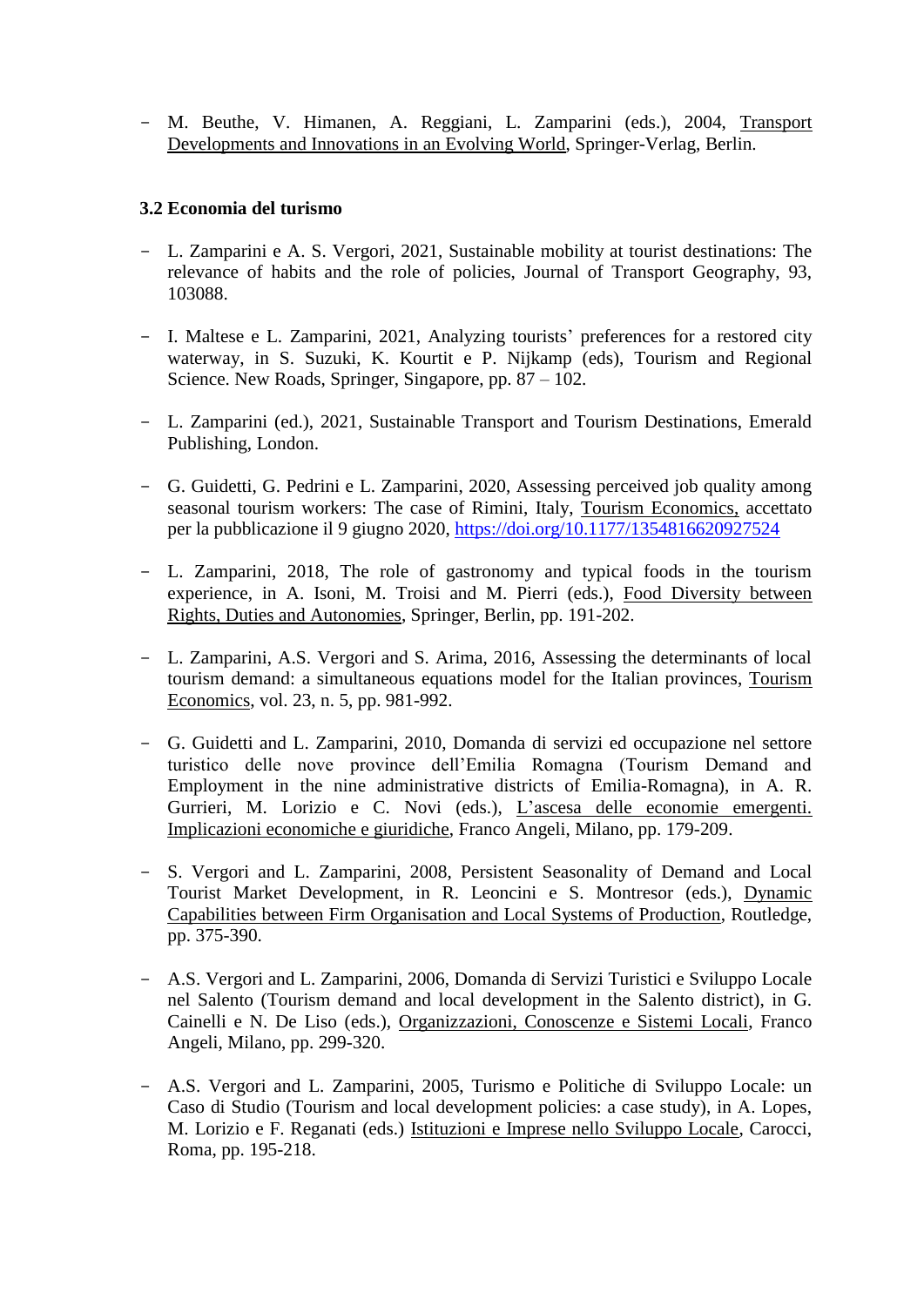- M. Beuthe, V. Himanen, A. Reggiani, L. Zamparini (eds.), 2004, Transport Developments and Innovations in an Evolving World, Springer-Verlag, Berlin.

### 3.2 Economia del turismo

- L. Zamparini e A. S. Vergori, 2021, Sustainable mobility at tourist destinations: The relevance of habits and the role of policies, Journal of Transport Geography, 93, 103088.

- I. Maltese e L. Zamparini, 2021, Analyzing tourists' preferences for a restored city waterway, in S. Suzuki, K. Kourtit e P. Nijkamp (eds), Tourism and Regional Science. New Roads, Springer, Singapore, pp. 87 – 102.

- L. Zamparini (ed.), 2021, Sustainable Transport and Tourism Destinations, Emerald Publishing, London.

- G. Guidetti, G. Pedrini e L. Zamparini, 2020, Assessing perceived job quality among seasonal tourism workers: The case of Rimini, Italy, Tourism Economics, accettato per la pubblicazione il 9 giugno 2020, https://doi.org/10.1177/1354816620927524

- L. Zamparini, 2018, The role of gastronomy and typical foods in the tourism experience, in A. Isoni, M. Troisi and M. Pierri (eds.), Food Diversity between Rights, Duties and Autonomies, Springer, Berlin, pp. 191-202.

- L. Zamparini, A.S. Vergori and S. Arima, 2016, Assessing the determinants of local tourism demand: a simultaneous equations model for the Italian provinces, Tourism Economics, vol. 23, n. 5, pp. 981-992.

- G. Guidetti and L. Zamparini, 2010, Domanda di servizi ed occupazione nel settore turistico delle nove province dell'Emilia Romagna (Tourism Demand and Employment in the nine administrative districts of Emilia-Romagna), in A. R. Gurrieri, M. Lorizio e C. Novi (eds.), L'ascesa delle economie emergenti. Implicazioni economiche e giuridiche, Franco Angeli, Milano, pp. 179-209.

- S. Vergori and L. Zamparini, 2008, Persistent Seasonality of Demand and Local Tourist Market Development, in R. Leoncini e S. Montresor (eds.), Dynamic Capabilities between Firm Organisation and Local Systems of Production, Routledge, pp. 375-390.

- A.S. Vergori and L. Zamparini, 2006, Domanda di Servizi Turistici e Sviluppo Locale nel Salento (Tourism demand and local development in the Salento district), in G. Cainelli e N. De Liso (eds.), Organizzazioni, Conoscenze e Sistemi Locali, Franco Angeli, Milano, pp. 299-320.

- A.S. Vergori and L. Zamparini, 2005, Turismo e Politiche di Sviluppo Locale: un Caso di Studio (Tourism and local development policies: a case study), in A. Lopes, M. Lorizio e F. Reganati (eds.) Istituzioni e Imprese nello Sviluppo Locale, Carocci, Roma, pp. 195-218.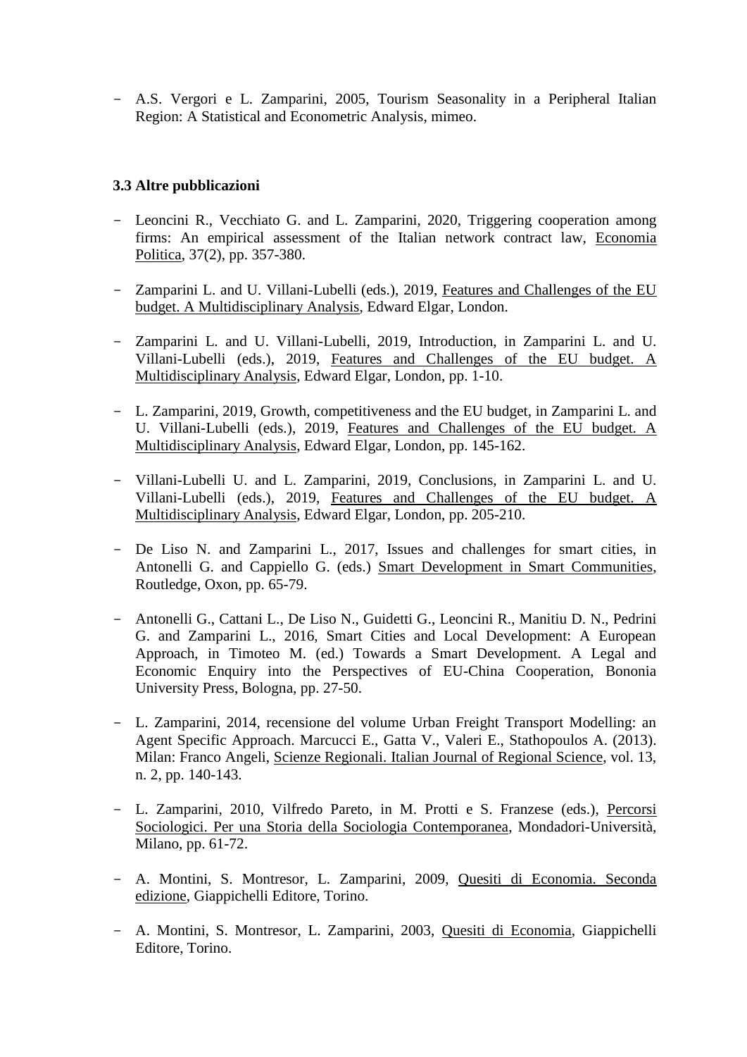- A.S. Vergori e L. Zamparini, 2005, Tourism Seasonality in a Peripheral Italian Region: A Statistical and Econometric Analysis, mimeo.

### 3.3 Altre pubblicazioni

- Leoncini R., Vecchiato G. and L. Zamparini, 2020, Triggering cooperation among firms: An empirical assessment of the Italian network contract law, Economia Politica, 37(2), pp. 357-380.

- Zamparini L. and U. Villani-Lubelli (eds.), 2019, Features and Challenges of the EU budget. A Multidisciplinary Analysis, Edward Elgar, London.

- Zamparini L. and U. Villani-Lubelli, 2019, Introduction, in Zamparini L. and U. Villani-Lubelli (eds.), 2019, Features and Challenges of the EU budget. A Multidisciplinary Analysis, Edward Elgar, London, pp. 1-10.

- L. Zamparini, 2019, Growth, competitiveness and the EU budget, in Zamparini L. and U. Villani-Lubelli (eds.), 2019, Features and Challenges of the EU budget. A Multidisciplinary Analysis, Edward Elgar, London, pp. 145-162.

- Villani-Lubelli U. and L. Zamparini, 2019, Conclusions, in Zamparini L. and U. Villani-Lubelli (eds.), 2019, Features and Challenges of the EU budget. A Multidisciplinary Analysis, Edward Elgar, London, pp. 205-210.

- De Liso N. and Zamparini L., 2017, Issues and challenges for smart cities, in Antonelli G. and Cappiello G. (eds.) Smart Development in Smart Communities, Routledge, Oxon, pp. 65-79.

- Antonelli G., Cattani L., De Liso N., Guidetti G., Leoncini R., Manitiu D. N., Pedrini G. and Zamparini L., 2016, Smart Cities and Local Development: A European Approach, in Timoteo M. (ed.) Towards a Smart Development. A Legal and Economic Enquiry into the Perspectives of EU-China Cooperation, Bononia University Press, Bologna, pp. 27-50.

- L. Zamparini, 2014, recensione del volume Urban Freight Transport Modelling: an Agent Specific Approach. Marcucci E., Gatta V., Valeri E., Stathopoulos A. (2013). Milan: Franco Angeli, Scienze Regionali. Italian Journal of Regional Science, vol. 13, n. 2, pp. 140-143.

- L. Zamparini, 2010, Vilfredo Pareto, in M. Protti e S. Franzese (eds.), Percorsi Sociologici. Per una Storia della Sociologia Contemporanea, Mondadori-Università, Milano, pp. 61-72.

- A. Montini, S. Montresor, L. Zamparini, 2009, Quesiti di Economia. Seconda edizione, Giappichelli Editore, Torino.

- A. Montini, S. Montresor, L. Zamparini, 2003, Quesiti di Economia, Giappichelli Editore, Torino.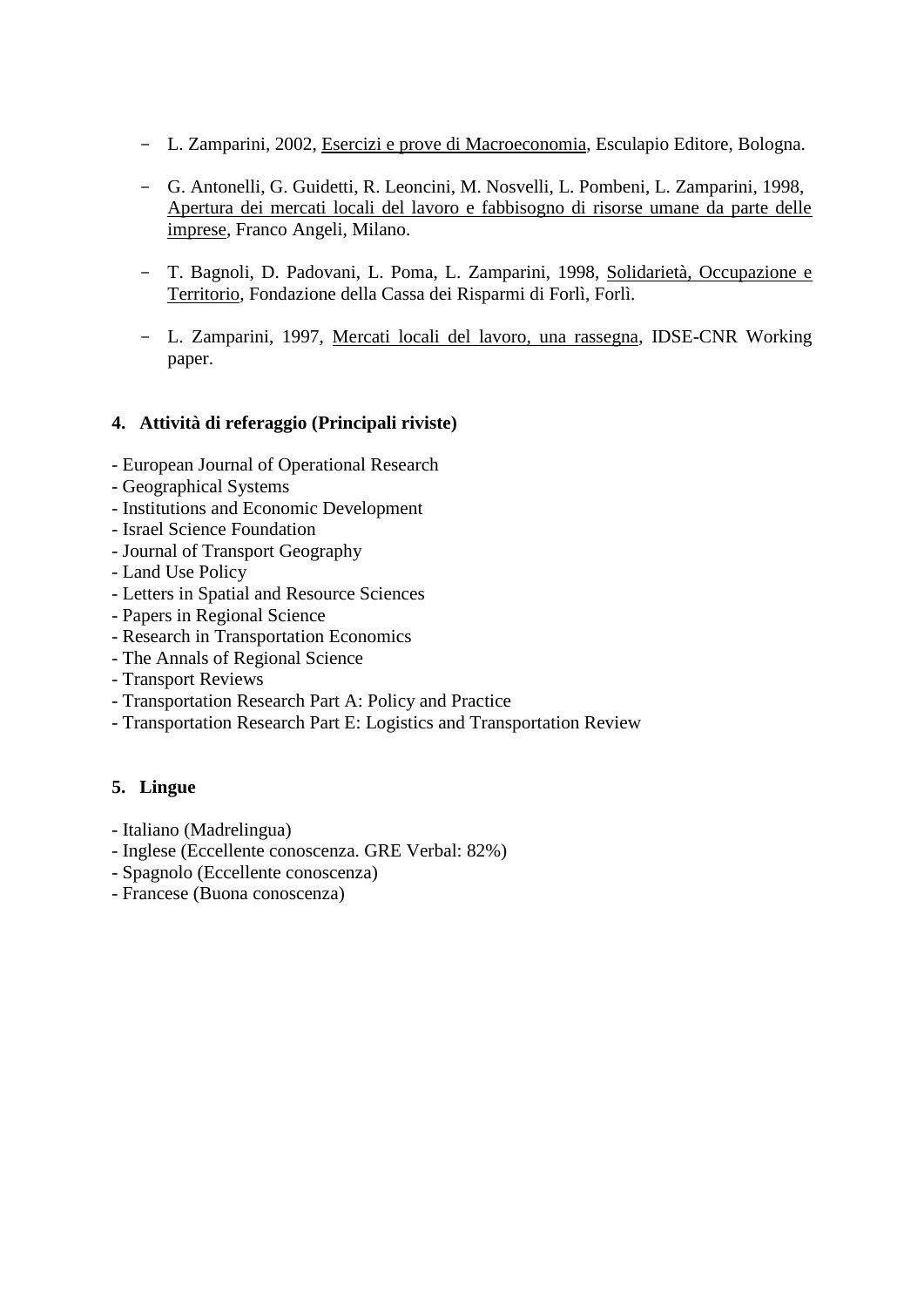- L. Zamparini, 2002, Esercizi e prove di Macroeconomia, Esculapio Editore, Bologna.

- G. Antonelli, G. Guidetti, R. Leoncini, M. Nosvelli, L. Pombeni, L. Zamparini, 1998, Apertura dei mercati locali del lavoro e fabbisogno di risorse umane da parte delle imprese, Franco Angeli, Milano.

- T. Bagnoli, D. Padovani, L. Poma, L. Zamparini, 1998, Solidarietà, Occupazione e Territorio, Fondazione della Cassa dei Risparmi di Forlì, Forlì.

- L. Zamparini, 1997, Mercati locali del lavoro, una rassegna, IDSE-CNR Working paper.

## 4. Attività di referaggio (Principali riviste)

- European Journal of Operational Research
- Geographical Systems
- Institutions and Economic Development
- Israel Science Foundation
- Journal of Transport Geography
- Land Use Policy
- Letters in Spatial and Resource Sciences
- Papers in Regional Science
- Research in Transportation Economics
- The Annals of Regional Science
- Transport Reviews
- Transportation Research Part A: Policy and Practice
- Transportation Research Part E: Logistics and Transportation Review

## 5. Lingue

- Italiano (Madrelingua)
- Inglese (Eccellente conoscenza. GRE Verbal: 82%)
- Spagnolo (Eccellente conoscenza)
- Francese (Buona conoscenza)